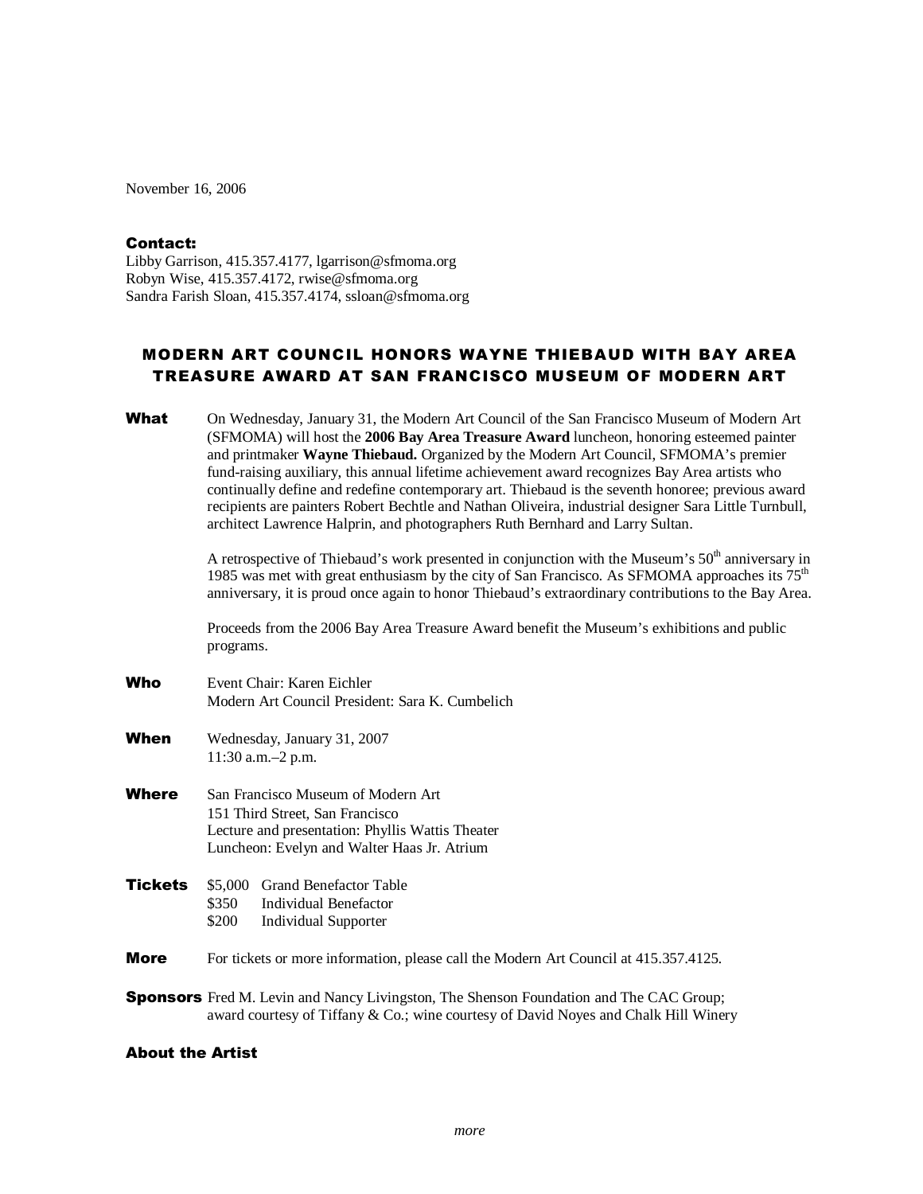November 16, 2006

**Contact:**
Libby Garrison, 415.357.4177, lgarrison@sfmoma.org
Robyn Wise, 415.357.4172, rwise@sfmoma.org
Sandra Farish Sloan, 415.357.4174, ssloan@sfmoma.org

## MODERN ART COUNCIL HONORS WAYNE THIEBAUD WITH BAY AREA TREASURE AWARD AT SAN FRANCISCO MUSEUM OF MODERN ART

**What**

On Wednesday, January 31, the Modern Art Council of the San Francisco Museum of Modern Art (SFMOMA) will host the **2006 Bay Area Treasure Award** luncheon, honoring esteemed painter and printmaker **Wayne Thiebaud.** Organized by the Modern Art Council, SFMOMA's premier fund-raising auxiliary, this annual lifetime achievement award recognizes Bay Area artists who continually define and redefine contemporary art. Thiebaud is the seventh honoree; previous award recipients are painters Robert Bechtle and Nathan Oliveira, industrial designer Sara Little Turnbull, architect Lawrence Halprin, and photographers Ruth Bernhard and Larry Sultan.

A retrospective of Thiebaud's work presented in conjunction with the Museum's 50th anniversary in 1985 was met with great enthusiasm by the city of San Francisco. As SFMOMA approaches its 75th anniversary, it is proud once again to honor Thiebaud's extraordinary contributions to the Bay Area.

Proceeds from the 2006 Bay Area Treasure Award benefit the Museum's exhibitions and public programs.

**Who**

Event Chair: Karen Eichler
Modern Art Council President: Sara K. Cumbelich

**When**

Wednesday, January 31, 2007
11:30 a.m.–2 p.m.

**Where**

San Francisco Museum of Modern Art
151 Third Street, San Francisco
Lecture and presentation: Phyllis Wattis Theater
Luncheon: Evelyn and Walter Haas Jr. Atrium

**Tickets**

$5,000 Grand Benefactor Table
$350 Individual Benefactor
$200 Individual Supporter

**More**

For tickets or more information, please call the Modern Art Council at 415.357.4125.

**Sponsors**

Fred M. Levin and Nancy Livingston, The Shenson Foundation and The CAC Group; award courtesy of Tiffany & Co.; wine courtesy of David Noyes and Chalk Hill Winery

**About the Artist**

*more*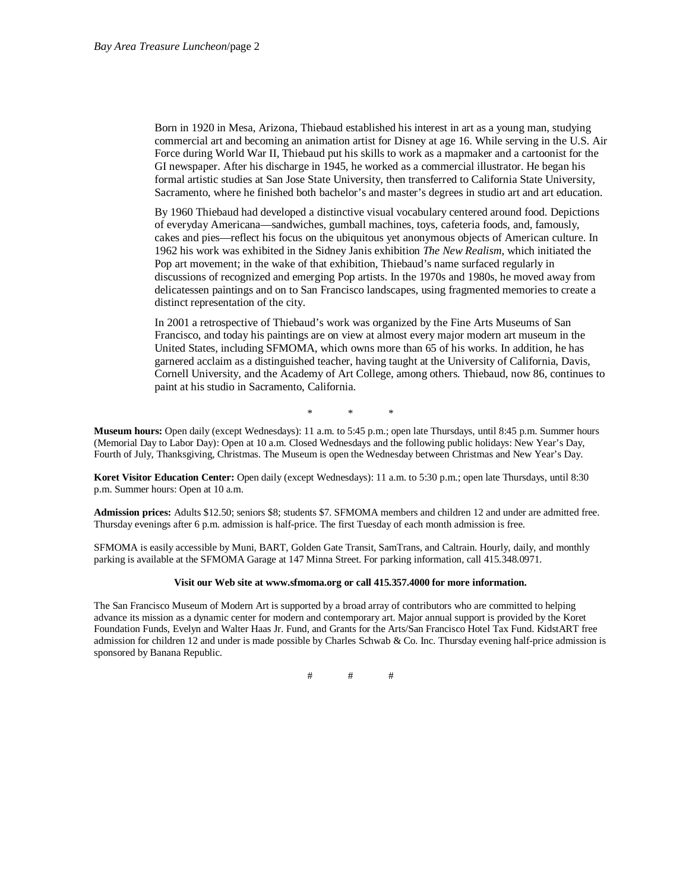Born in 1920 in Mesa, Arizona, Thiebaud established his interest in art as a young man, studying commercial art and becoming an animation artist for Disney at age 16. While serving in the U.S. Air Force during World War II, Thiebaud put his skills to work as a mapmaker and a cartoonist for the GI newspaper. After his discharge in 1945, he worked as a commercial illustrator. He began his formal artistic studies at San Jose State University, then transferred to California State University, Sacramento, where he finished both bachelor's and master's degrees in studio art and art education.

By 1960 Thiebaud had developed a distinctive visual vocabulary centered around food. Depictions of everyday Americana—sandwiches, gumball machines, toys, cafeteria foods, and, famously, cakes and pies—reflect his focus on the ubiquitous yet anonymous objects of American culture. In 1962 his work was exhibited in the Sidney Janis exhibition *The New Realism*, which initiated the Pop art movement; in the wake of that exhibition, Thiebaud's name surfaced regularly in discussions of recognized and emerging Pop artists. In the 1970s and 1980s, he moved away from delicatessen paintings and on to San Francisco landscapes, using fragmented memories to create a distinct representation of the city.

In 2001 a retrospective of Thiebaud's work was organized by the Fine Arts Museums of San Francisco, and today his paintings are on view at almost every major modern art museum in the United States, including SFMOMA, which owns more than 65 of his works. In addition, he has garnered acclaim as a distinguished teacher, having taught at the University of California, Davis, Cornell University, and the Academy of Art College, among others. Thiebaud, now 86, continues to paint at his studio in Sacramento, California.

\*  \*  \*

**Museum hours:** Open daily (except Wednesdays): 11 a.m. to 5:45 p.m.; open late Thursdays, until 8:45 p.m. Summer hours (Memorial Day to Labor Day): Open at 10 a.m. Closed Wednesdays and the following public holidays: New Year's Day, Fourth of July, Thanksgiving, Christmas. The Museum is open the Wednesday between Christmas and New Year's Day.

**Koret Visitor Education Center:** Open daily (except Wednesdays): 11 a.m. to 5:30 p.m.; open late Thursdays, until 8:30 p.m. Summer hours: Open at 10 a.m.

**Admission prices:** Adults $12.50; seniors $8; students $7. SFMOMA members and children 12 and under are admitted free. Thursday evenings after 6 p.m. admission is half-price. The first Tuesday of each month admission is free.

SFMOMA is easily accessible by Muni, BART, Golden Gate Transit, SamTrans, and Caltrain. Hourly, daily, and monthly parking is available at the SFMOMA Garage at 147 Minna Street. For parking information, call 415.348.0971.

**Visit our Web site at www.sfmoma.org or call 415.357.4000 for more information.**

The San Francisco Museum of Modern Art is supported by a broad array of contributors who are committed to helping advance its mission as a dynamic center for modern and contemporary art. Major annual support is provided by the Koret Foundation Funds, Evelyn and Walter Haas Jr. Fund, and Grants for the Arts/San Francisco Hotel Tax Fund. KidstART free admission for children 12 and under is made possible by Charles Schwab & Co. Inc. Thursday evening half-price admission is sponsored by Banana Republic.

#  #  #